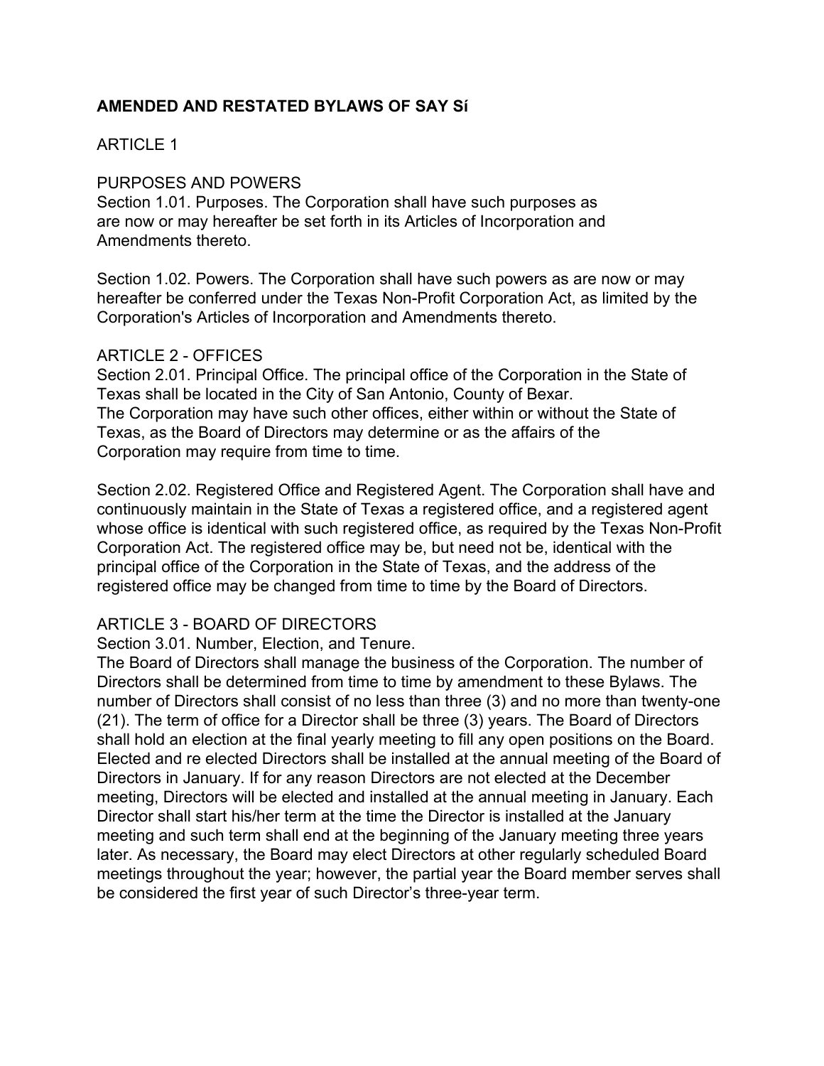# AMENDED AND RESTATED BYLAWS OF SAY Sí

## ARTICLE 1

## PURPOSES AND POWERS

Section 1.01. Purposes. The Corporation shall have such purposes as are now or may hereafter be set forth in its Articles of Incorporation and Amendments thereto.

Section 1.02. Powers. The Corporation shall have such powers as are now or may hereafter be conferred under the Texas Non-Profit Corporation Act, as limited by the Corporation's Articles of Incorporation and Amendments thereto.

## ARTICLE 2 - OFFICES

Section 2.01. Principal Office. The principal office of the Corporation in the State of Texas shall be located in the City of San Antonio, County of Bexar.
The Corporation may have such other offices, either within or without the State of Texas, as the Board of Directors may determine or as the affairs of the Corporation may require from time to time.

Section 2.02. Registered Office and Registered Agent. The Corporation shall have and continuously maintain in the State of Texas a registered office, and a registered agent whose office is identical with such registered office, as required by the Texas Non-Profit Corporation Act. The registered office may be, but need not be, identical with the principal office of the Corporation in the State of Texas, and the address of the registered office may be changed from time to time by the Board of Directors.

## ARTICLE 3 - BOARD OF DIRECTORS

Section 3.01. Number, Election, and Tenure.
The Board of Directors shall manage the business of the Corporation. The number of Directors shall be determined from time to time by amendment to these Bylaws. The number of Directors shall consist of no less than three (3) and no more than twenty-one (21). The term of office for a Director shall be three (3) years. The Board of Directors shall hold an election at the final yearly meeting to fill any open positions on the Board. Elected and re elected Directors shall be installed at the annual meeting of the Board of Directors in January. If for any reason Directors are not elected at the December meeting, Directors will be elected and installed at the annual meeting in January. Each Director shall start his/her term at the time the Director is installed at the January meeting and such term shall end at the beginning of the January meeting three years later. As necessary, the Board may elect Directors at other regularly scheduled Board meetings throughout the year; however, the partial year the Board member serves shall be considered the first year of such Director's three-year term.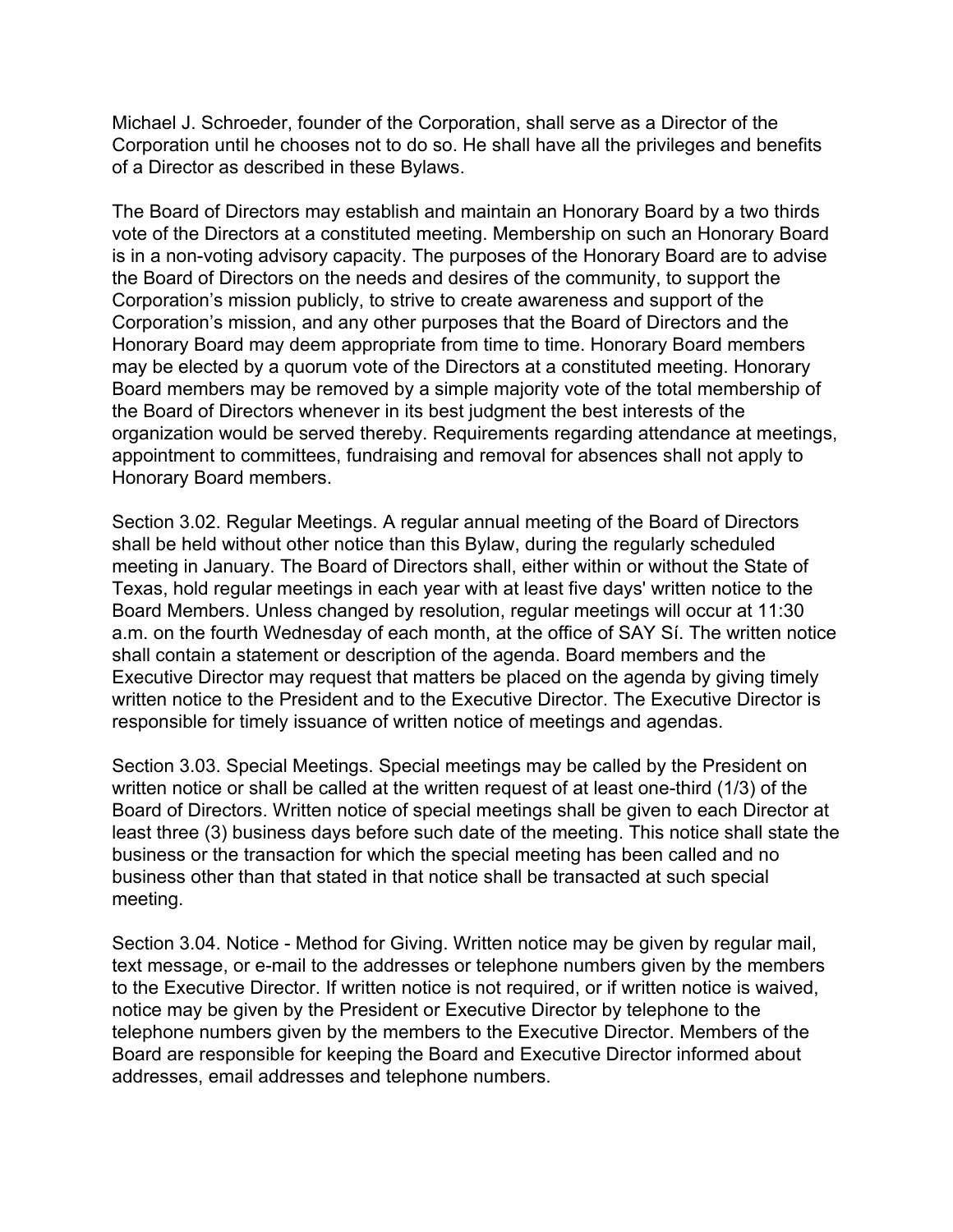Michael J. Schroeder, founder of the Corporation, shall serve as a Director of the Corporation until he chooses not to do so. He shall have all the privileges and benefits of a Director as described in these Bylaws.

The Board of Directors may establish and maintain an Honorary Board by a two thirds vote of the Directors at a constituted meeting. Membership on such an Honorary Board is in a non-voting advisory capacity. The purposes of the Honorary Board are to advise the Board of Directors on the needs and desires of the community, to support the Corporation's mission publicly, to strive to create awareness and support of the Corporation's mission, and any other purposes that the Board of Directors and the Honorary Board may deem appropriate from time to time. Honorary Board members may be elected by a quorum vote of the Directors at a constituted meeting. Honorary Board members may be removed by a simple majority vote of the total membership of the Board of Directors whenever in its best judgment the best interests of the organization would be served thereby. Requirements regarding attendance at meetings, appointment to committees, fundraising and removal for absences shall not apply to Honorary Board members.

Section 3.02. Regular Meetings. A regular annual meeting of the Board of Directors shall be held without other notice than this Bylaw, during the regularly scheduled meeting in January. The Board of Directors shall, either within or without the State of Texas, hold regular meetings in each year with at least five days' written notice to the Board Members. Unless changed by resolution, regular meetings will occur at 11:30 a.m. on the fourth Wednesday of each month, at the office of SAY Sí. The written notice shall contain a statement or description of the agenda. Board members and the Executive Director may request that matters be placed on the agenda by giving timely written notice to the President and to the Executive Director. The Executive Director is responsible for timely issuance of written notice of meetings and agendas.

Section 3.03. Special Meetings. Special meetings may be called by the President on written notice or shall be called at the written request of at least one-third (1/3) of the Board of Directors. Written notice of special meetings shall be given to each Director at least three (3) business days before such date of the meeting. This notice shall state the business or the transaction for which the special meeting has been called and no business other than that stated in that notice shall be transacted at such special meeting.

Section 3.04. Notice - Method for Giving. Written notice may be given by regular mail, text message, or e-mail to the addresses or telephone numbers given by the members to the Executive Director. If written notice is not required, or if written notice is waived, notice may be given by the President or Executive Director by telephone to the telephone numbers given by the members to the Executive Director. Members of the Board are responsible for keeping the Board and Executive Director informed about addresses, email addresses and telephone numbers.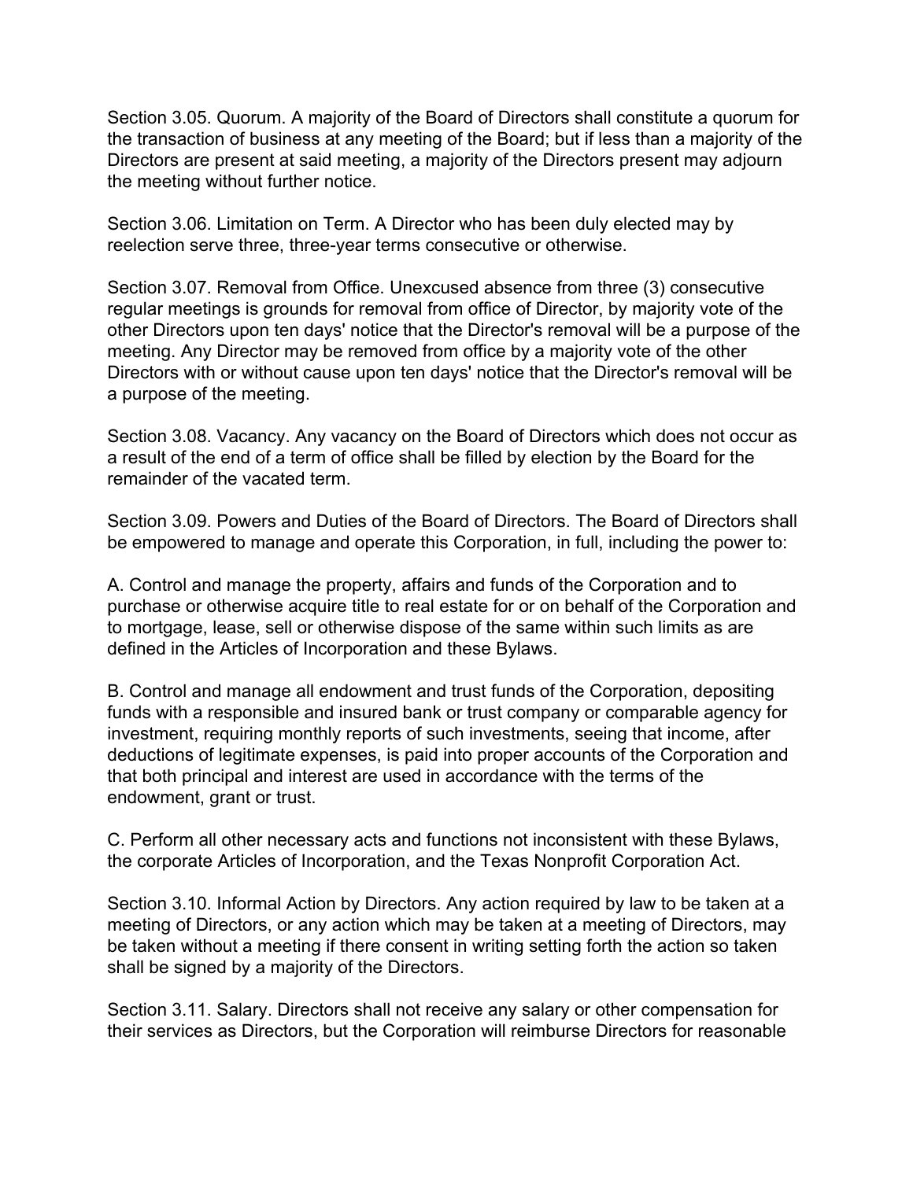Section 3.05. Quorum. A majority of the Board of Directors shall constitute a quorum for the transaction of business at any meeting of the Board; but if less than a majority of the Directors are present at said meeting, a majority of the Directors present may adjourn the meeting without further notice.

Section 3.06. Limitation on Term. A Director who has been duly elected may by reelection serve three, three-year terms consecutive or otherwise.

Section 3.07. Removal from Office. Unexcused absence from three (3) consecutive regular meetings is grounds for removal from office of Director, by majority vote of the other Directors upon ten days' notice that the Director's removal will be a purpose of the meeting. Any Director may be removed from office by a majority vote of the other Directors with or without cause upon ten days' notice that the Director's removal will be a purpose of the meeting.

Section 3.08. Vacancy. Any vacancy on the Board of Directors which does not occur as a result of the end of a term of office shall be filled by election by the Board for the remainder of the vacated term.

Section 3.09. Powers and Duties of the Board of Directors. The Board of Directors shall be empowered to manage and operate this Corporation, in full, including the power to:

A. Control and manage the property, affairs and funds of the Corporation and to purchase or otherwise acquire title to real estate for or on behalf of the Corporation and to mortgage, lease, sell or otherwise dispose of the same within such limits as are defined in the Articles of Incorporation and these Bylaws.

B. Control and manage all endowment and trust funds of the Corporation, depositing funds with a responsible and insured bank or trust company or comparable agency for investment, requiring monthly reports of such investments, seeing that income, after deductions of legitimate expenses, is paid into proper accounts of the Corporation and that both principal and interest are used in accordance with the terms of the endowment, grant or trust.

C. Perform all other necessary acts and functions not inconsistent with these Bylaws, the corporate Articles of Incorporation, and the Texas Nonprofit Corporation Act.

Section 3.10. Informal Action by Directors. Any action required by law to be taken at a meeting of Directors, or any action which may be taken at a meeting of Directors, may be taken without a meeting if there consent in writing setting forth the action so taken shall be signed by a majority of the Directors.

Section 3.11. Salary. Directors shall not receive any salary or other compensation for their services as Directors, but the Corporation will reimburse Directors for reasonable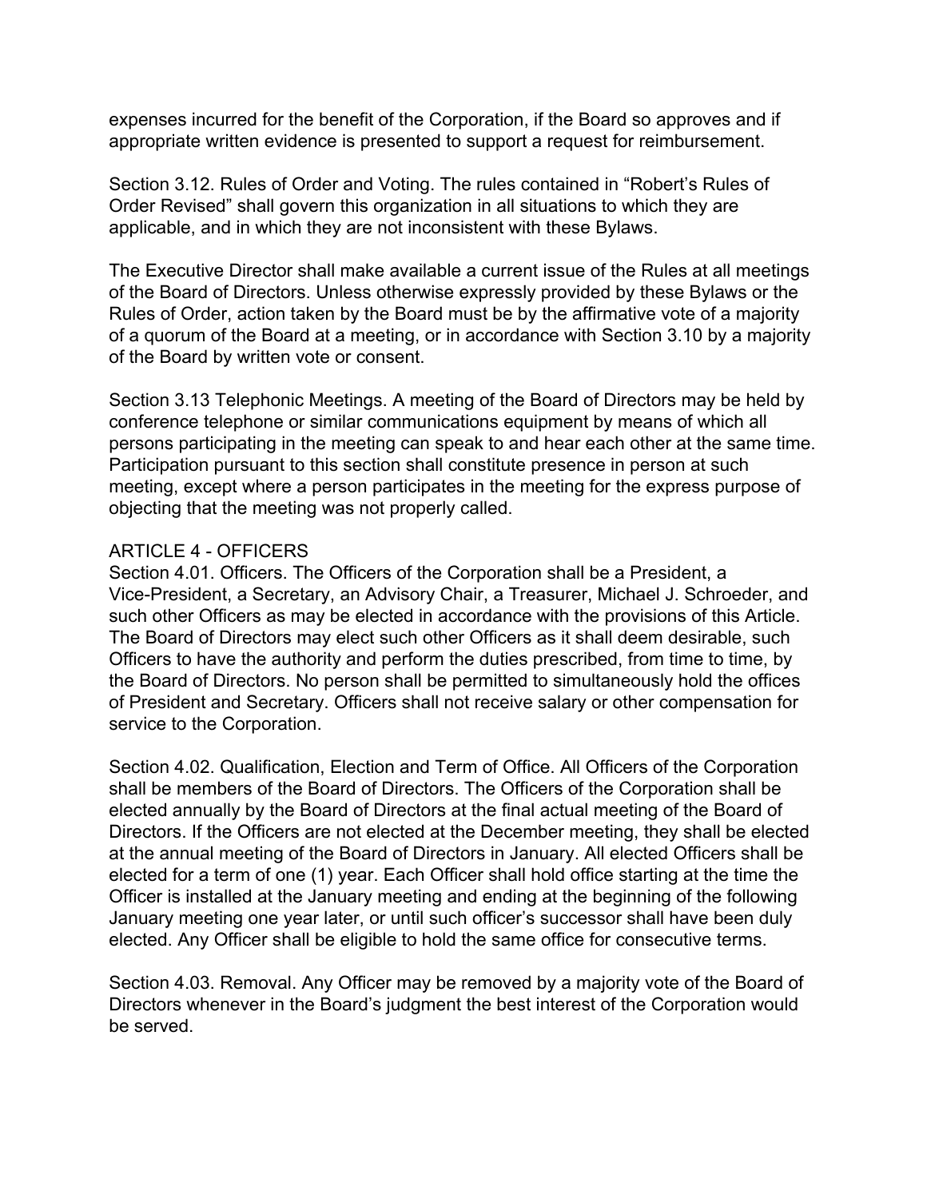expenses incurred for the benefit of the Corporation, if the Board so approves and if appropriate written evidence is presented to support a request for reimbursement.

Section 3.12. Rules of Order and Voting. The rules contained in “Robert’s Rules of Order Revised” shall govern this organization in all situations to which they are applicable, and in which they are not inconsistent with these Bylaws.

The Executive Director shall make available a current issue of the Rules at all meetings of the Board of Directors. Unless otherwise expressly provided by these Bylaws or the Rules of Order, action taken by the Board must be by the affirmative vote of a majority of a quorum of the Board at a meeting, or in accordance with Section 3.10 by a majority of the Board by written vote or consent.

Section 3.13 Telephonic Meetings. A meeting of the Board of Directors may be held by conference telephone or similar communications equipment by means of which all persons participating in the meeting can speak to and hear each other at the same time. Participation pursuant to this section shall constitute presence in person at such meeting, except where a person participates in the meeting for the express purpose of objecting that the meeting was not properly called.

## ARTICLE 4 - OFFICERS

Section 4.01. Officers. The Officers of the Corporation shall be a President, a Vice-President, a Secretary, an Advisory Chair, a Treasurer, Michael J. Schroeder, and such other Officers as may be elected in accordance with the provisions of this Article. The Board of Directors may elect such other Officers as it shall deem desirable, such Officers to have the authority and perform the duties prescribed, from time to time, by the Board of Directors. No person shall be permitted to simultaneously hold the offices of President and Secretary. Officers shall not receive salary or other compensation for service to the Corporation.

Section 4.02. Qualification, Election and Term of Office. All Officers of the Corporation shall be members of the Board of Directors. The Officers of the Corporation shall be elected annually by the Board of Directors at the final actual meeting of the Board of Directors. If the Officers are not elected at the December meeting, they shall be elected at the annual meeting of the Board of Directors in January. All elected Officers shall be elected for a term of one (1) year. Each Officer shall hold office starting at the time the Officer is installed at the January meeting and ending at the beginning of the following January meeting one year later, or until such officer’s successor shall have been duly elected. Any Officer shall be eligible to hold the same office for consecutive terms.

Section 4.03. Removal. Any Officer may be removed by a majority vote of the Board of Directors whenever in the Board’s judgment the best interest of the Corporation would be served.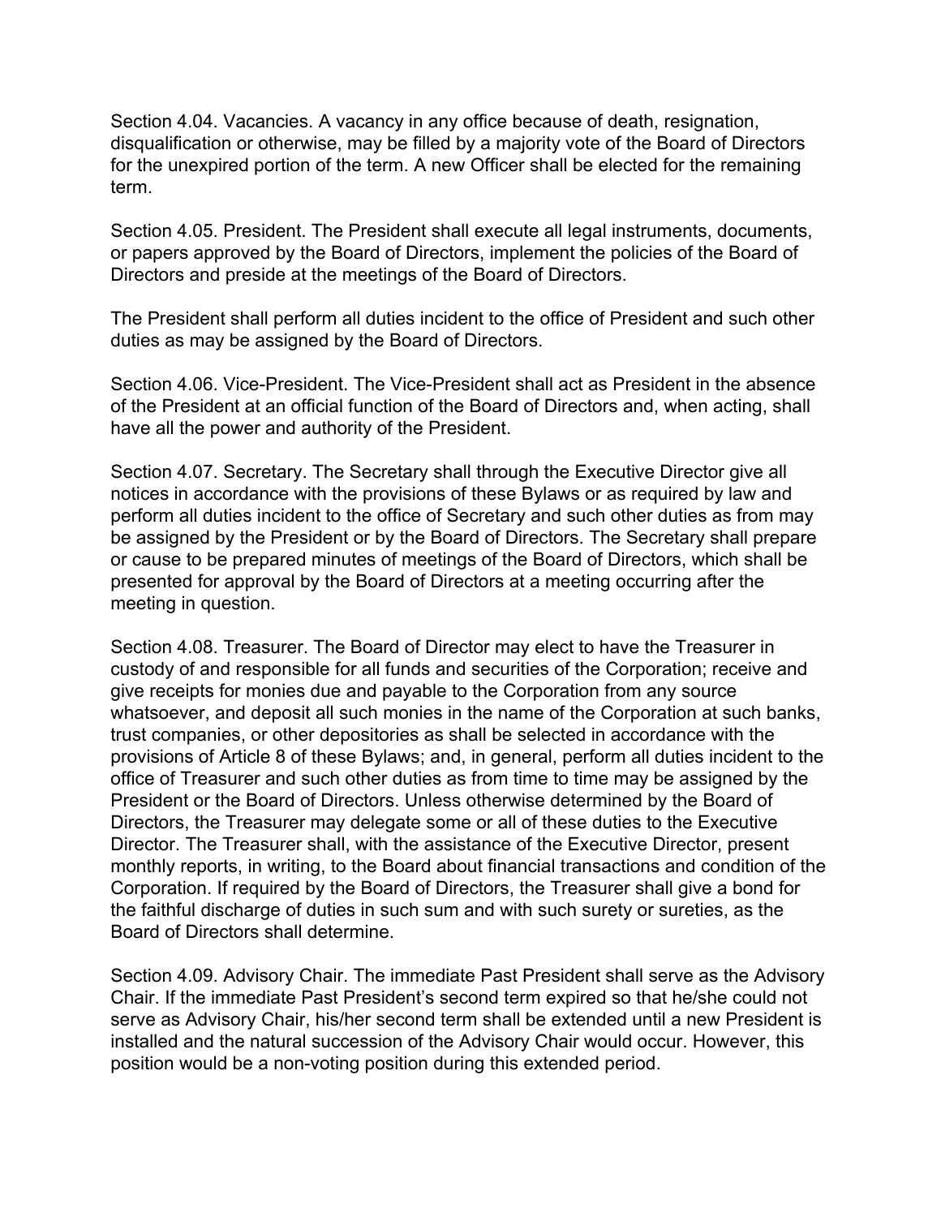Section 4.04. Vacancies. A vacancy in any office because of death, resignation, disqualification or otherwise, may be filled by a majority vote of the Board of Directors for the unexpired portion of the term. A new Officer shall be elected for the remaining term.

Section 4.05. President. The President shall execute all legal instruments, documents, or papers approved by the Board of Directors, implement the policies of the Board of Directors and preside at the meetings of the Board of Directors.

The President shall perform all duties incident to the office of President and such other duties as may be assigned by the Board of Directors.

Section 4.06. Vice-President. The Vice-President shall act as President in the absence of the President at an official function of the Board of Directors and, when acting, shall have all the power and authority of the President.

Section 4.07. Secretary. The Secretary shall through the Executive Director give all notices in accordance with the provisions of these Bylaws or as required by law and perform all duties incident to the office of Secretary and such other duties as from may be assigned by the President or by the Board of Directors. The Secretary shall prepare or cause to be prepared minutes of meetings of the Board of Directors, which shall be presented for approval by the Board of Directors at a meeting occurring after the meeting in question.

Section 4.08. Treasurer. The Board of Director may elect to have the Treasurer in custody of and responsible for all funds and securities of the Corporation; receive and give receipts for monies due and payable to the Corporation from any source whatsoever, and deposit all such monies in the name of the Corporation at such banks, trust companies, or other depositories as shall be selected in accordance with the provisions of Article 8 of these Bylaws; and, in general, perform all duties incident to the office of Treasurer and such other duties as from time to time may be assigned by the President or the Board of Directors. Unless otherwise determined by the Board of Directors, the Treasurer may delegate some or all of these duties to the Executive Director. The Treasurer shall, with the assistance of the Executive Director, present monthly reports, in writing, to the Board about financial transactions and condition of the Corporation. If required by the Board of Directors, the Treasurer shall give a bond for the faithful discharge of duties in such sum and with such surety or sureties, as the Board of Directors shall determine.

Section 4.09. Advisory Chair. The immediate Past President shall serve as the Advisory Chair. If the immediate Past President's second term expired so that he/she could not serve as Advisory Chair, his/her second term shall be extended until a new President is installed and the natural succession of the Advisory Chair would occur. However, this position would be a non-voting position during this extended period.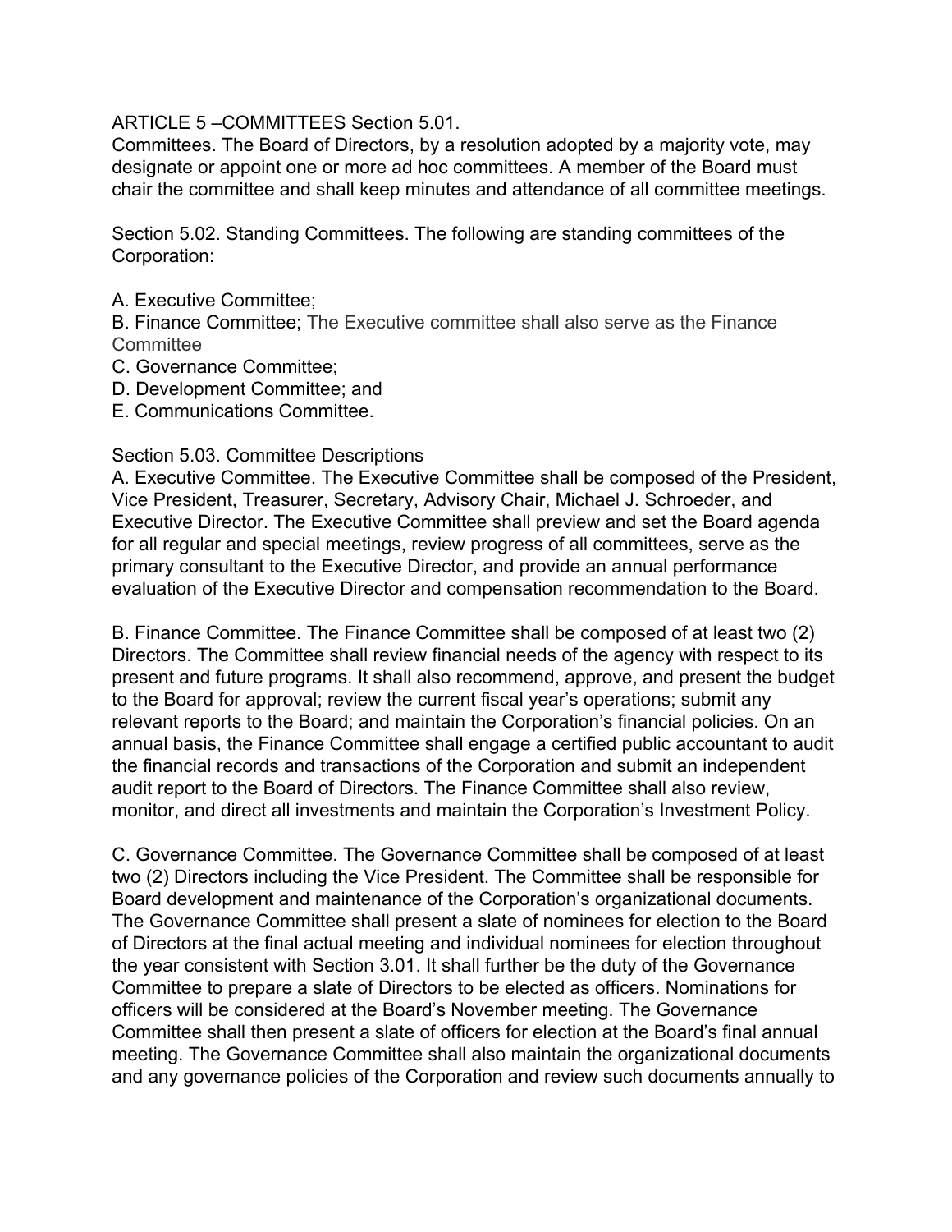ARTICLE 5 –COMMITTEES Section 5.01.
Committees. The Board of Directors, by a resolution adopted by a majority vote, may designate or appoint one or more ad hoc committees. A member of the Board must chair the committee and shall keep minutes and attendance of all committee meetings.

Section 5.02. Standing Committees. The following are standing committees of the Corporation:

A. Executive Committee;
B. Finance Committee; The Executive committee shall also serve as the Finance Committee
C. Governance Committee;
D. Development Committee; and
E. Communications Committee.

Section 5.03. Committee Descriptions
A. Executive Committee. The Executive Committee shall be composed of the President, Vice President, Treasurer, Secretary, Advisory Chair, Michael J. Schroeder, and Executive Director. The Executive Committee shall preview and set the Board agenda for all regular and special meetings, review progress of all committees, serve as the primary consultant to the Executive Director, and provide an annual performance evaluation of the Executive Director and compensation recommendation to the Board.

B. Finance Committee. The Finance Committee shall be composed of at least two (2) Directors. The Committee shall review financial needs of the agency with respect to its present and future programs. It shall also recommend, approve, and present the budget to the Board for approval; review the current fiscal year's operations; submit any relevant reports to the Board; and maintain the Corporation's financial policies. On an annual basis, the Finance Committee shall engage a certified public accountant to audit the financial records and transactions of the Corporation and submit an independent audit report to the Board of Directors. The Finance Committee shall also review, monitor, and direct all investments and maintain the Corporation's Investment Policy.

C. Governance Committee. The Governance Committee shall be composed of at least two (2) Directors including the Vice President. The Committee shall be responsible for Board development and maintenance of the Corporation's organizational documents. The Governance Committee shall present a slate of nominees for election to the Board of Directors at the final actual meeting and individual nominees for election throughout the year consistent with Section 3.01. It shall further be the duty of the Governance Committee to prepare a slate of Directors to be elected as officers. Nominations for officers will be considered at the Board's November meeting. The Governance Committee shall then present a slate of officers for election at the Board's final annual meeting. The Governance Committee shall also maintain the organizational documents and any governance policies of the Corporation and review such documents annually to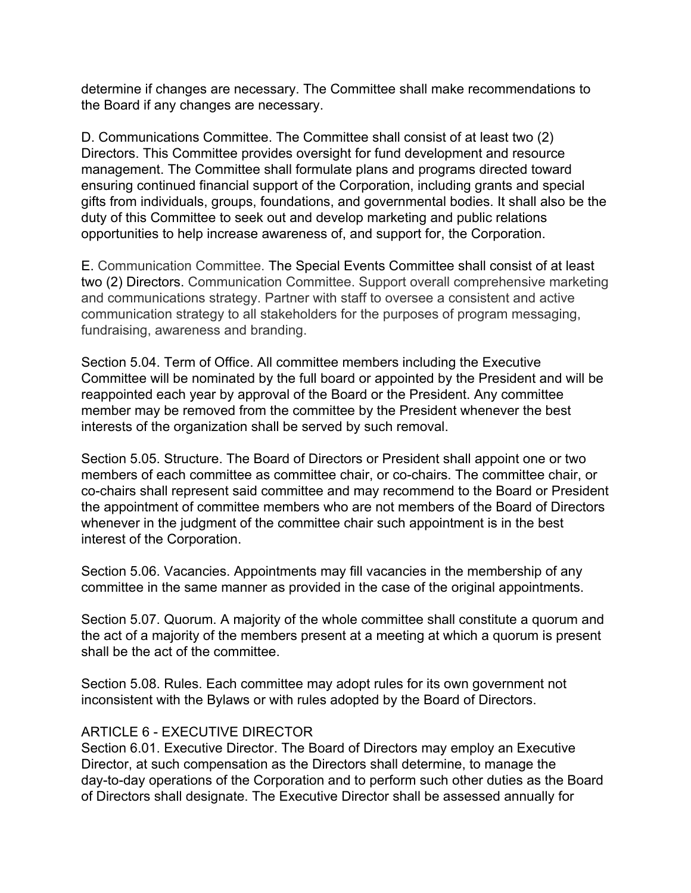determine if changes are necessary. The Committee shall make recommendations to the Board if any changes are necessary.

D. Communications Committee. The Committee shall consist of at least two (2) Directors. This Committee provides oversight for fund development and resource management. The Committee shall formulate plans and programs directed toward ensuring continued financial support of the Corporation, including grants and special gifts from individuals, groups, foundations, and governmental bodies. It shall also be the duty of this Committee to seek out and develop marketing and public relations opportunities to help increase awareness of, and support for, the Corporation.

E. Communication Committee. The Special Events Committee shall consist of at least two (2) Directors. Communication Committee. Support overall comprehensive marketing and communications strategy. Partner with staff to oversee a consistent and active communication strategy to all stakeholders for the purposes of program messaging, fundraising, awareness and branding.

Section 5.04. Term of Office. All committee members including the Executive Committee will be nominated by the full board or appointed by the President and will be reappointed each year by approval of the Board or the President. Any committee member may be removed from the committee by the President whenever the best interests of the organization shall be served by such removal.

Section 5.05. Structure. The Board of Directors or President shall appoint one or two members of each committee as committee chair, or co-chairs. The committee chair, or co-chairs shall represent said committee and may recommend to the Board or President the appointment of committee members who are not members of the Board of Directors whenever in the judgment of the committee chair such appointment is in the best interest of the Corporation.

Section 5.06. Vacancies. Appointments may fill vacancies in the membership of any committee in the same manner as provided in the case of the original appointments.

Section 5.07. Quorum. A majority of the whole committee shall constitute a quorum and the act of a majority of the members present at a meeting at which a quorum is present shall be the act of the committee.

Section 5.08. Rules. Each committee may adopt rules for its own government not inconsistent with the Bylaws or with rules adopted by the Board of Directors.

## ARTICLE 6 - EXECUTIVE DIRECTOR

Section 6.01. Executive Director. The Board of Directors may employ an Executive Director, at such compensation as the Directors shall determine, to manage the day-to-day operations of the Corporation and to perform such other duties as the Board of Directors shall designate. The Executive Director shall be assessed annually for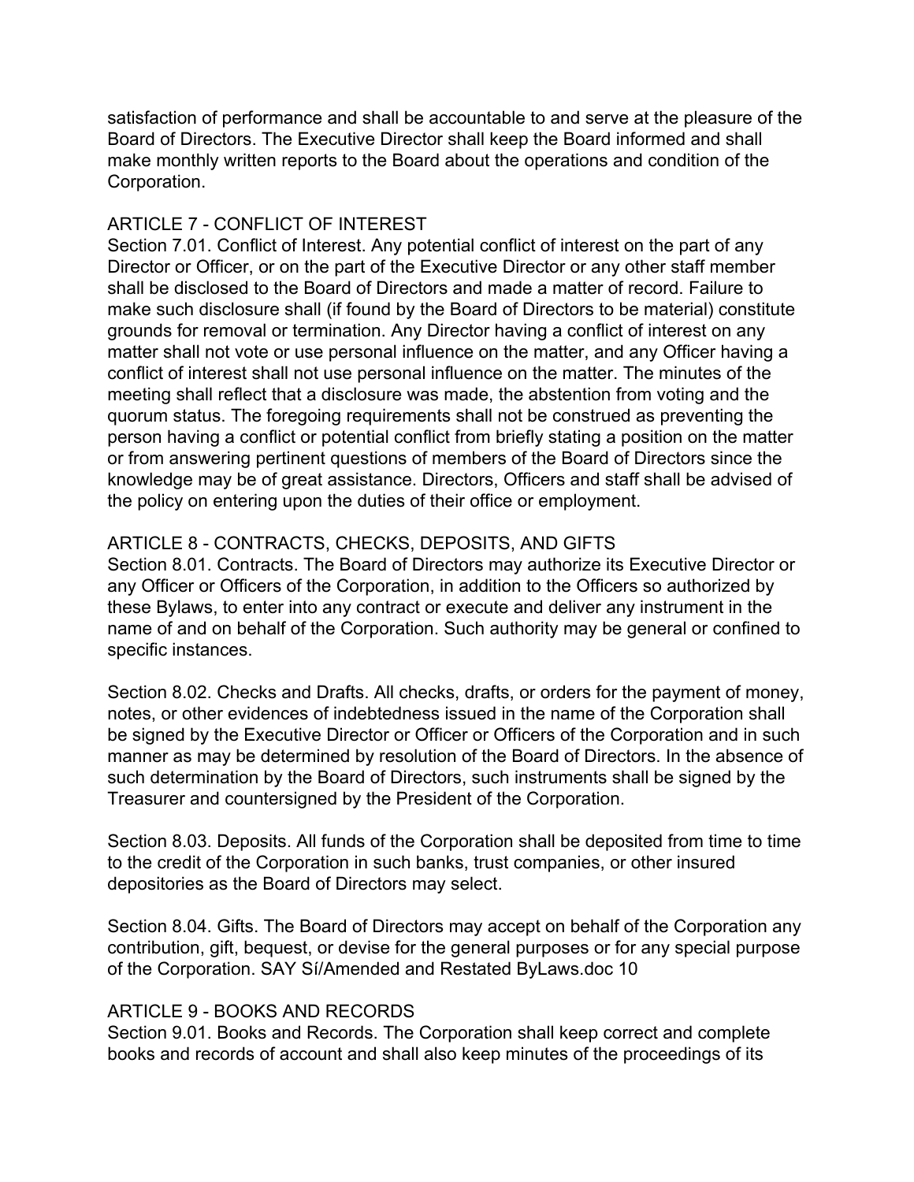satisfaction of performance and shall be accountable to and serve at the pleasure of the Board of Directors. The Executive Director shall keep the Board informed and shall make monthly written reports to the Board about the operations and condition of the Corporation.

## ARTICLE 7 - CONFLICT OF INTEREST

Section 7.01. Conflict of Interest. Any potential conflict of interest on the part of any Director or Officer, or on the part of the Executive Director or any other staff member shall be disclosed to the Board of Directors and made a matter of record. Failure to make such disclosure shall (if found by the Board of Directors to be material) constitute grounds for removal or termination. Any Director having a conflict of interest on any matter shall not vote or use personal influence on the matter, and any Officer having a conflict of interest shall not use personal influence on the matter. The minutes of the meeting shall reflect that a disclosure was made, the abstention from voting and the quorum status. The foregoing requirements shall not be construed as preventing the person having a conflict or potential conflict from briefly stating a position on the matter or from answering pertinent questions of members of the Board of Directors since the knowledge may be of great assistance. Directors, Officers and staff shall be advised of the policy on entering upon the duties of their office or employment.

## ARTICLE 8 - CONTRACTS, CHECKS, DEPOSITS, AND GIFTS

Section 8.01. Contracts. The Board of Directors may authorize its Executive Director or any Officer or Officers of the Corporation, in addition to the Officers so authorized by these Bylaws, to enter into any contract or execute and deliver any instrument in the name of and on behalf of the Corporation. Such authority may be general or confined to specific instances.

Section 8.02. Checks and Drafts. All checks, drafts, or orders for the payment of money, notes, or other evidences of indebtedness issued in the name of the Corporation shall be signed by the Executive Director or Officer or Officers of the Corporation and in such manner as may be determined by resolution of the Board of Directors. In the absence of such determination by the Board of Directors, such instruments shall be signed by the Treasurer and countersigned by the President of the Corporation.

Section 8.03. Deposits. All funds of the Corporation shall be deposited from time to time to the credit of the Corporation in such banks, trust companies, or other insured depositories as the Board of Directors may select.

Section 8.04. Gifts. The Board of Directors may accept on behalf of the Corporation any contribution, gift, bequest, or devise for the general purposes or for any special purpose of the Corporation. SAY Sí/Amended and Restated ByLaws.doc 10

## ARTICLE 9 - BOOKS AND RECORDS

Section 9.01. Books and Records. The Corporation shall keep correct and complete books and records of account and shall also keep minutes of the proceedings of its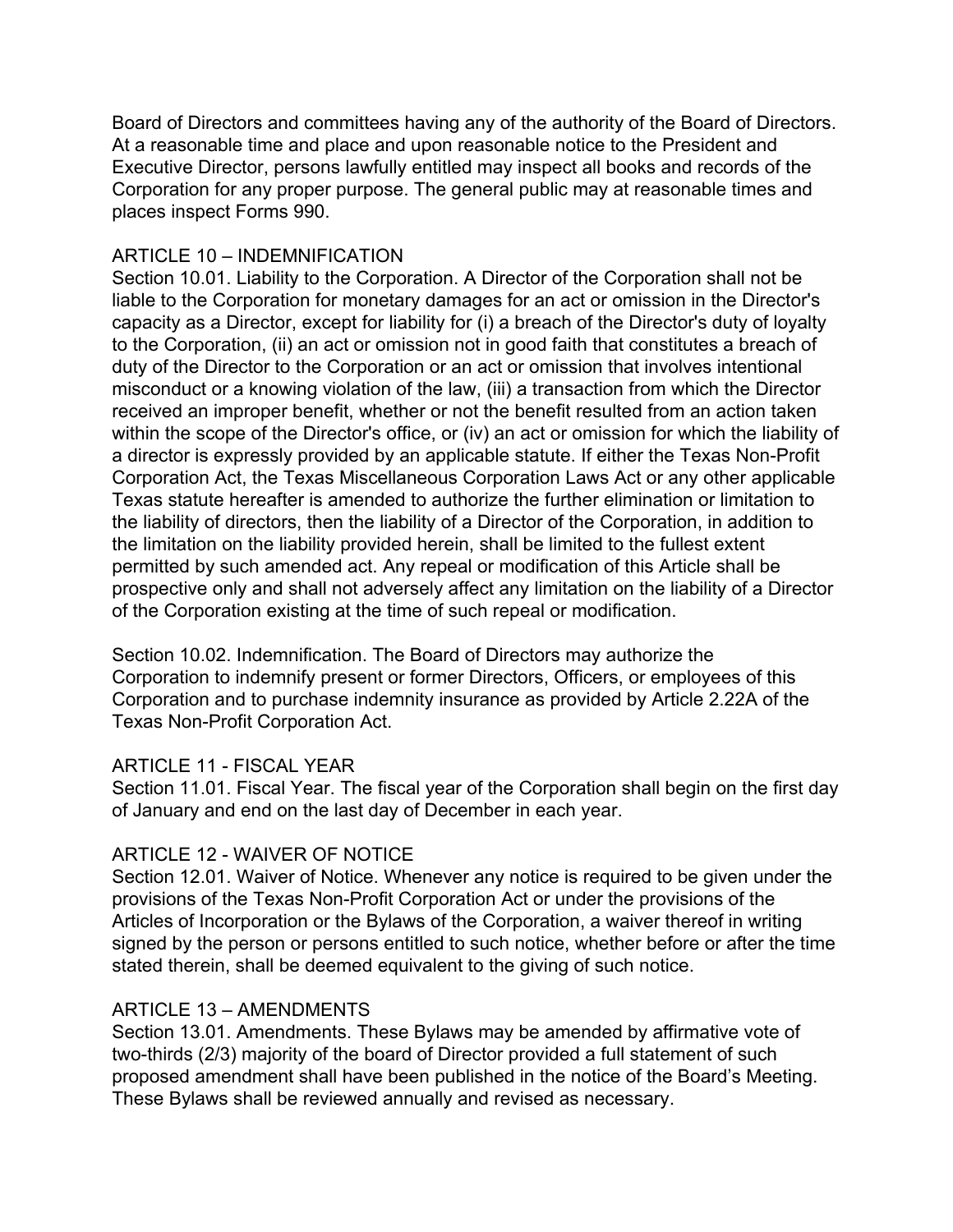Board of Directors and committees having any of the authority of the Board of Directors. At a reasonable time and place and upon reasonable notice to the President and Executive Director, persons lawfully entitled may inspect all books and records of the Corporation for any proper purpose. The general public may at reasonable times and places inspect Forms 990.

## ARTICLE 10 – INDEMNIFICATION

Section 10.01. Liability to the Corporation. A Director of the Corporation shall not be liable to the Corporation for monetary damages for an act or omission in the Director's capacity as a Director, except for liability for (i) a breach of the Director's duty of loyalty to the Corporation, (ii) an act or omission not in good faith that constitutes a breach of duty of the Director to the Corporation or an act or omission that involves intentional misconduct or a knowing violation of the law, (iii) a transaction from which the Director received an improper benefit, whether or not the benefit resulted from an action taken within the scope of the Director's office, or (iv) an act or omission for which the liability of a director is expressly provided by an applicable statute. If either the Texas Non-Profit Corporation Act, the Texas Miscellaneous Corporation Laws Act or any other applicable Texas statute hereafter is amended to authorize the further elimination or limitation to the liability of directors, then the liability of a Director of the Corporation, in addition to the limitation on the liability provided herein, shall be limited to the fullest extent permitted by such amended act. Any repeal or modification of this Article shall be prospective only and shall not adversely affect any limitation on the liability of a Director of the Corporation existing at the time of such repeal or modification.

Section 10.02. Indemnification. The Board of Directors may authorize the Corporation to indemnify present or former Directors, Officers, or employees of this Corporation and to purchase indemnity insurance as provided by Article 2.22A of the Texas Non-Profit Corporation Act.

## ARTICLE 11 - FISCAL YEAR

Section 11.01. Fiscal Year. The fiscal year of the Corporation shall begin on the first day of January and end on the last day of December in each year.

## ARTICLE 12 - WAIVER OF NOTICE

Section 12.01. Waiver of Notice. Whenever any notice is required to be given under the provisions of the Texas Non-Profit Corporation Act or under the provisions of the Articles of Incorporation or the Bylaws of the Corporation, a waiver thereof in writing signed by the person or persons entitled to such notice, whether before or after the time stated therein, shall be deemed equivalent to the giving of such notice.

## ARTICLE 13 – AMENDMENTS

Section 13.01. Amendments. These Bylaws may be amended by affirmative vote of two-thirds (2/3) majority of the board of Director provided a full statement of such proposed amendment shall have been published in the notice of the Board's Meeting. These Bylaws shall be reviewed annually and revised as necessary.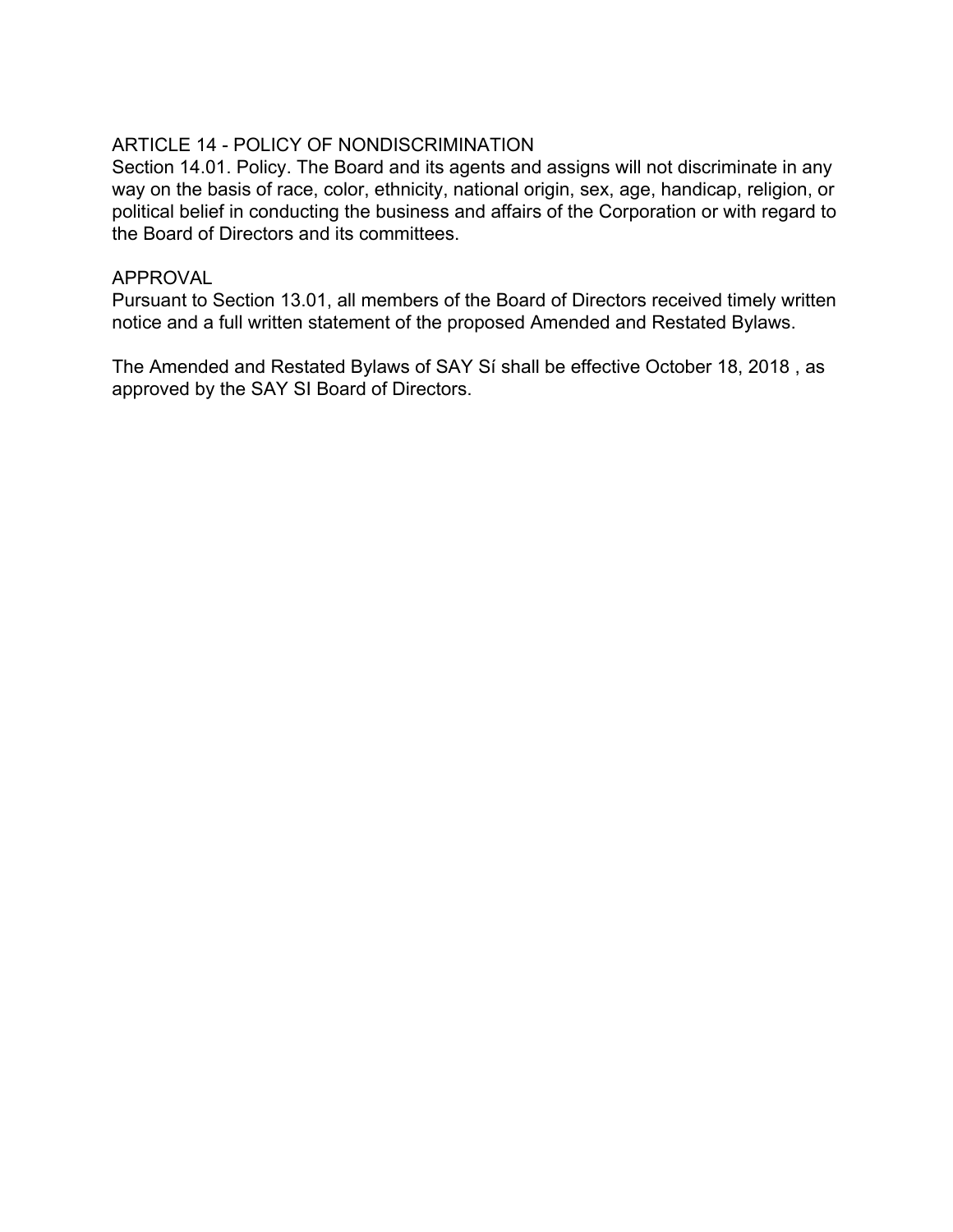## ARTICLE 14 - POLICY OF NONDISCRIMINATION

Section 14.01. Policy. The Board and its agents and assigns will not discriminate in any way on the basis of race, color, ethnicity, national origin, sex, age, handicap, religion, or political belief in conducting the business and affairs of the Corporation or with regard to the Board of Directors and its committees.

## APPROVAL

Pursuant to Section 13.01, all members of the Board of Directors received timely written notice and a full written statement of the proposed Amended and Restated Bylaws.

The Amended and Restated Bylaws of SAY Sí shall be effective October 18, 2018 , as approved by the SAY SI Board of Directors.